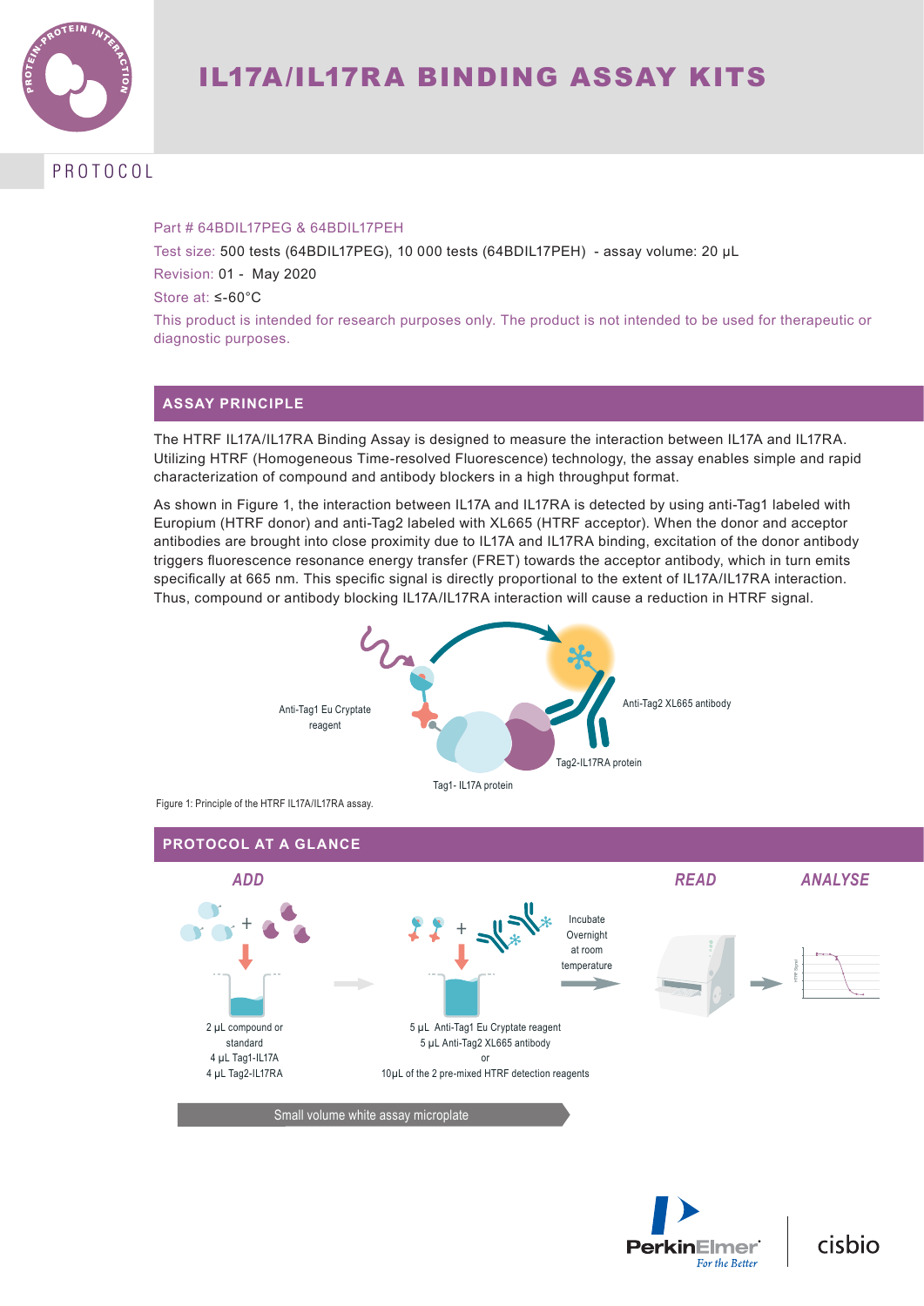# IL17A/IL17RA BINDING ASSAY KITS

PROTOCOL

Part # 64BDIL17PEG & 64BDIL17PEH

Test size: 500 tests (64BDIL17PEG), 10 000 tests (64BDIL17PEH) - assay volume: 20 µL

Revision: 01 - May 2020

Store at: ≤-60°C

This product is intended for research purposes only. The product is not intended to be used for therapeutic or diagnostic purposes.

## ASSAY PRINCIPLE

The HTRF IL17A/IL17RA Binding Assay is designed to measure the interaction between IL17A and IL17RA. Utilizing HTRF (Homogeneous Time-resolved Fluorescence) technology, the assay enables simple and rapid characterization of compound and antibody blockers in a high throughput format.

As shown in Figure 1, the interaction between IL17A and IL17RA is detected by using anti-Tag1 labeled with Europium (HTRF donor) and anti-Tag2 labeled with XL665 (HTRF acceptor). When the donor and acceptor antibodies are brought into close proximity due to IL17A and IL17RA binding, excitation of the donor antibody triggers fluorescence resonance energy transfer (FRET) towards the acceptor antibody, which in turn emits specifically at 665 nm. This specific signal is directly proportional to the extent of IL17A/IL17RA interaction. Thus, compound or antibody blocking IL17A/IL17RA interaction will cause a reduction in HTRF signal.

Anti-Tag1 Eu Cryptate reagent

Anti-Tag2 XL665 antibody

Tag2-IL17RA protein

Tag1- IL17A protein

Figure 1: Principle of the HTRF IL17A/IL17RA assay.

## PROTOCOL AT A GLANCE

**ADD**

2 µL compound or standard
4 µL Tag1-IL17A
4 µL Tag2-IL17RA

5 µL Anti-Tag1 Eu Cryptate reagent
5 µL Anti-Tag2 XL665 antibody
or
10µL of the 2 pre-mixed HTRF detection reagents

Incubate Overnight at room temperature

**READ**

**ANALYSE**

Small volume white assay microplate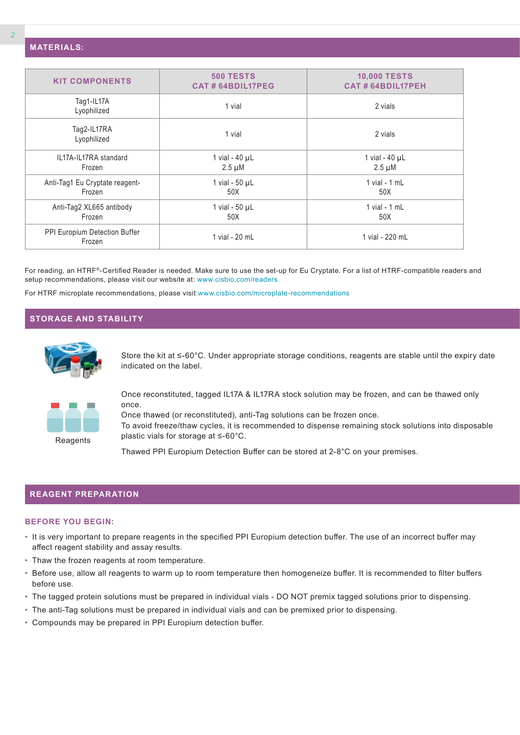## MATERIALS:

| KIT COMPONENTS | 500 TESTS CAT # 64BDIL17PEG | 10,000 TESTS CAT # 64BDIL17PEH |
|---|---|---|
| Tag1-IL17A Lyophilized | 1 vial | 2 vials |
| Tag2-IL17RA Lyophilized | 1 vial | 2 vials |
| IL17A-IL17RA standard Frozen | 1 vial - 40 µL 2.5 µM | 1 vial - 40 µL 2.5 µM |
| Anti-Tag1 Eu Cryptate reagent-Frozen | 1 vial - 50 µL 50X | 1 vial - 1 mL 50X |
| Anti-Tag2 XL665 antibody Frozen | 1 vial - 50 µL 50X | 1 vial - 1 mL 50X |
| PPI Europium Detection Buffer Frozen | 1 vial - 20 mL | 1 vial - 220 mL |

For reading, an HTRF®-Certified Reader is needed. Make sure to use the set-up for Eu Cryptate. For a list of HTRF-compatible readers and setup recommendations, please visit our website at: www.cisbio.com/readers

For HTRF microplate recommendations, please visit:www.cisbio.com/microplate-recommendations

## STORAGE AND STABILITY

Store the kit at ≤-60°C. Under appropriate storage conditions, reagents are stable until the expiry date indicated on the label.

Reagents

Once reconstituted, tagged IL17A & IL17RA stock solution may be frozen, and can be thawed only once.
Once thawed (or reconstituted), anti-Tag solutions can be frozen once.
To avoid freeze/thaw cycles, it is recommended to dispense remaining stock solutions into disposable plastic vials for storage at ≤-60°C.

Thawed PPI Europium Detection Buffer can be stored at 2-8°C on your premises.

## REAGENT PREPARATION

### BEFORE YOU BEGIN:

- It is very important to prepare reagents in the specified PPI Europium detection buffer. The use of an incorrect buffer may affect reagent stability and assay results.
- Thaw the frozen reagents at room temperature.
- Before use, allow all reagents to warm up to room temperature then homogeneize buffer. It is recommended to filter buffers before use.
- The tagged protein solutions must be prepared in individual vials - DO NOT premix tagged solutions prior to dispensing.
- The anti-Tag solutions must be prepared in individual vials and can be premixed prior to dispensing.
- Compounds may be prepared in PPI Europium detection buffer.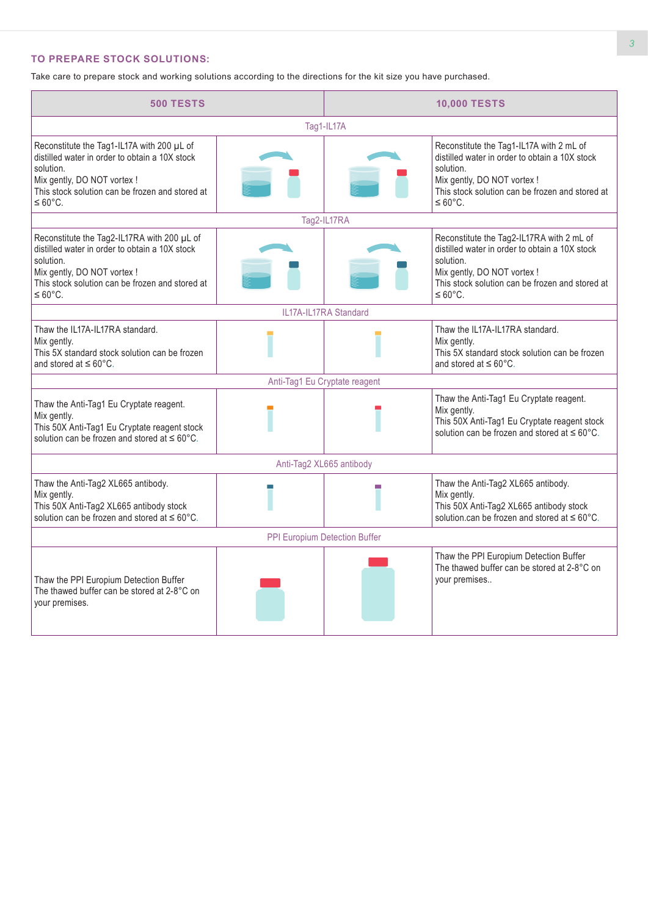## TO PREPARE STOCK SOLUTIONS:

Take care to prepare stock and working solutions according to the directions for the kit size you have purchased.

| 500 TESTS | | | 10,000 TESTS |
|---|---|---|---|
| Tag1-IL17A | | | |
| Reconstitute the Tag1-IL17A with 200 µL of distilled water in order to obtain a 10X stock solution.<br>Mix gently, DO NOT vortex !<br>This stock solution can be frozen and stored at ≤ 60°C. | | | Reconstitute the Tag1-IL17A with 2 mL of distilled water in order to obtain a 10X stock solution.<br>Mix gently, DO NOT vortex !<br>This stock solution can be frozen and stored at ≤ 60°C. |
| Tag2-IL17RA | | | |
| Reconstitute the Tag2-IL17RA with 200 µL of distilled water in order to obtain a 10X stock solution.<br>Mix gently, DO NOT vortex !<br>This stock solution can be frozen and stored at ≤ 60°C. | | | Reconstitute the Tag2-IL17RA with 2 mL of distilled water in order to obtain a 10X stock solution.<br>Mix gently, DO NOT vortex !<br>This stock solution can be frozen and stored at ≤ 60°C. |
| IL17A-IL17RA Standard | | | |
| Thaw the IL17A-IL17RA standard.<br>Mix gently.<br>This 5X standard stock solution can be frozen and stored at ≤ 60°C. | | | Thaw the IL17A-IL17RA standard.<br>Mix gently.<br>This 5X standard stock solution can be frozen and stored at ≤ 60°C. |
| Anti-Tag1 Eu Cryptate reagent | | | |
| Thaw the Anti-Tag1 Eu Cryptate reagent.<br>Mix gently.<br>This 50X Anti-Tag1 Eu Cryptate reagent stock solution can be frozen and stored at ≤ 60°C. | | | Thaw the Anti-Tag1 Eu Cryptate reagent.<br>Mix gently.<br>This 50X Anti-Tag1 Eu Cryptate reagent stock solution can be frozen and stored at ≤ 60°C. |
| Anti-Tag2 XL665 antibody | | | |
| Thaw the Anti-Tag2 XL665 antibody.<br>Mix gently.<br>This 50X Anti-Tag2 XL665 antibody stock solution can be frozen and stored at ≤ 60°C. | | | Thaw the Anti-Tag2 XL665 antibody.<br>Mix gently.<br>This 50X Anti-Tag2 XL665 antibody stock solution.can be frozen and stored at ≤ 60°C. |
| PPI Europium Detection Buffer | | | |
| Thaw the PPI Europium Detection Buffer<br>The thawed buffer can be stored at 2-8°C on your premises. | | | Thaw the PPI Europium Detection Buffer<br>The thawed buffer can be stored at 2-8°C on your premises.. |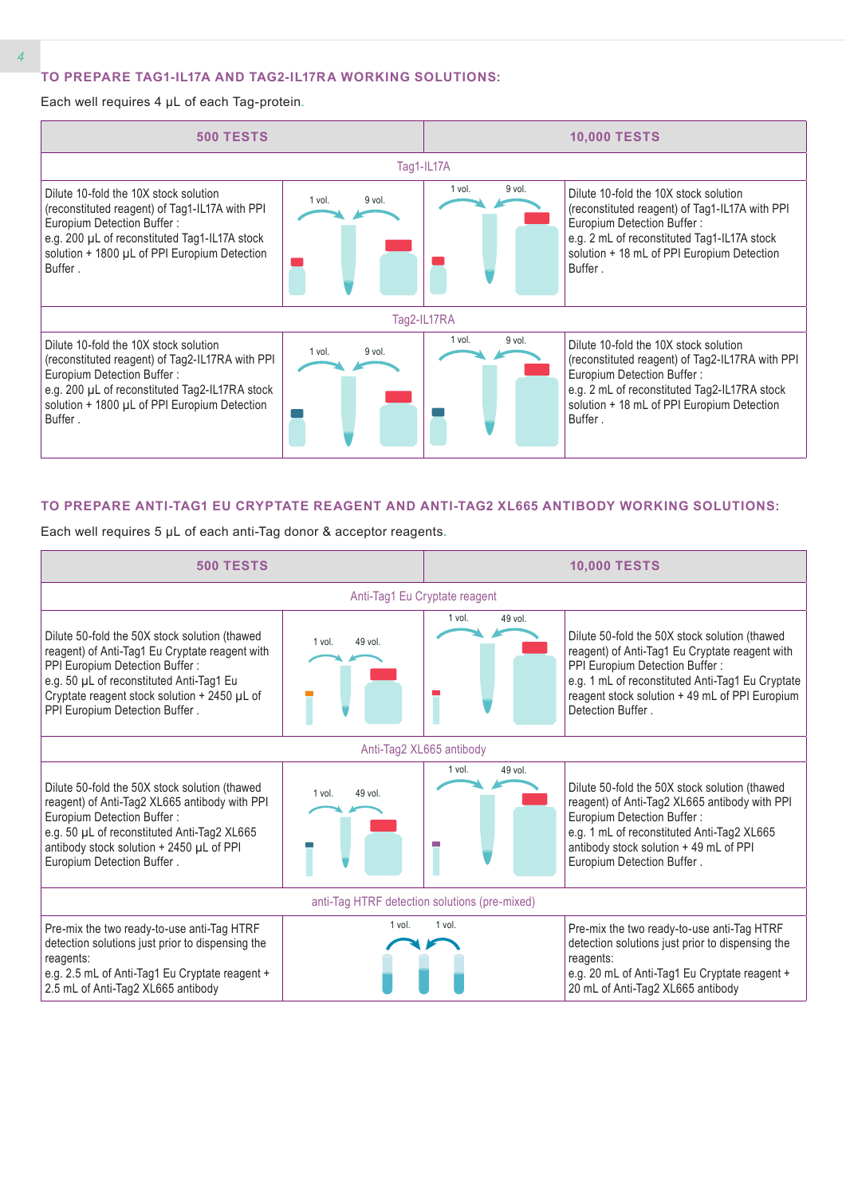## TO PREPARE TAG1-IL17A AND TAG2-IL17RA WORKING SOLUTIONS:

Each well requires 4 µL of each Tag-protein.

| 500 TESTS | | | 10,000 TESTS |
|---|---|---|---|
| Tag1-IL17A | | | |
| Dilute 10-fold the 10X stock solution (reconstituted reagent) of Tag1-IL17A with PPI Europium Detection Buffer :<br>e.g. 200 µL of reconstituted Tag1-IL17A stock solution + 1800 µL of PPI Europium Detection Buffer . | 1 vol. 9 vol. | 1 vol. 9 vol. | Dilute 10-fold the 10X stock solution (reconstituted reagent) of Tag1-IL17A with PPI Europium Detection Buffer :<br>e.g. 2 mL of reconstituted Tag1-IL17A stock solution + 18 mL of PPI Europium Detection Buffer . |
| Tag2-IL17RA | | | |
| Dilute 10-fold the 10X stock solution (reconstituted reagent) of Tag2-IL17RA with PPI Europium Detection Buffer :<br>e.g. 200 µL of reconstituted Tag2-IL17RA stock solution + 1800 µL of PPI Europium Detection Buffer . | 1 vol. 9 vol. | 1 vol. 9 vol. | Dilute 10-fold the 10X stock solution (reconstituted reagent) of Tag2-IL17RA with PPI Europium Detection Buffer :<br>e.g. 2 mL of reconstituted Tag2-IL17RA stock solution + 18 mL of PPI Europium Detection Buffer . |

## TO PREPARE ANTI-TAG1 EU CRYPTATE REAGENT AND ANTI-TAG2 XL665 ANTIBODY WORKING SOLUTIONS:

Each well requires 5 µL of each anti-Tag donor & acceptor reagents.

| 500 TESTS | | | 10,000 TESTS |
|---|---|---|---|
| Anti-Tag1 Eu Cryptate reagent | | | |
| Dilute 50-fold the 50X stock solution (thawed reagent) of Anti-Tag1 Eu Cryptate reagent with PPI Europium Detection Buffer :<br>e.g. 50 µL of reconstituted Anti-Tag1 Eu Cryptate reagent stock solution + 2450 µL of PPI Europium Detection Buffer . | 1 vol. 49 vol. | 1 vol. 49 vol. | Dilute 50-fold the 50X stock solution (thawed reagent) of Anti-Tag1 Eu Cryptate reagent with PPI Europium Detection Buffer :<br>e.g. 1 mL of reconstituted Anti-Tag1 Eu Cryptate reagent stock solution + 49 mL of PPI Europium Detection Buffer . |
| Anti-Tag2 XL665 antibody | | | |
| Dilute 50-fold the 50X stock solution (thawed reagent) of Anti-Tag2 XL665 antibody with PPI Europium Detection Buffer :<br>e.g. 50 µL of reconstituted Anti-Tag2 XL665 antibody stock solution + 2450 µL of PPI Europium Detection Buffer . | 1 vol. 49 vol. | 1 vol. 49 vol. | Dilute 50-fold the 50X stock solution (thawed reagent) of Anti-Tag2 XL665 antibody with PPI Europium Detection Buffer :<br>e.g. 1 mL of reconstituted Anti-Tag2 XL665 antibody stock solution + 49 mL of PPI Europium Detection Buffer . |
| anti-Tag HTRF detection solutions (pre-mixed) | | | |
| Pre-mix the two ready-to-use anti-Tag HTRF detection solutions just prior to dispensing the reagents:<br>e.g. 2.5 mL of Anti-Tag1 Eu Cryptate reagent + 2.5 mL of Anti-Tag2 XL665 antibody | 1 vol. 1 vol. | | Pre-mix the two ready-to-use anti-Tag HTRF detection solutions just prior to dispensing the reagents:<br>e.g. 20 mL of Anti-Tag1 Eu Cryptate reagent + 20 mL of Anti-Tag2 XL665 antibody |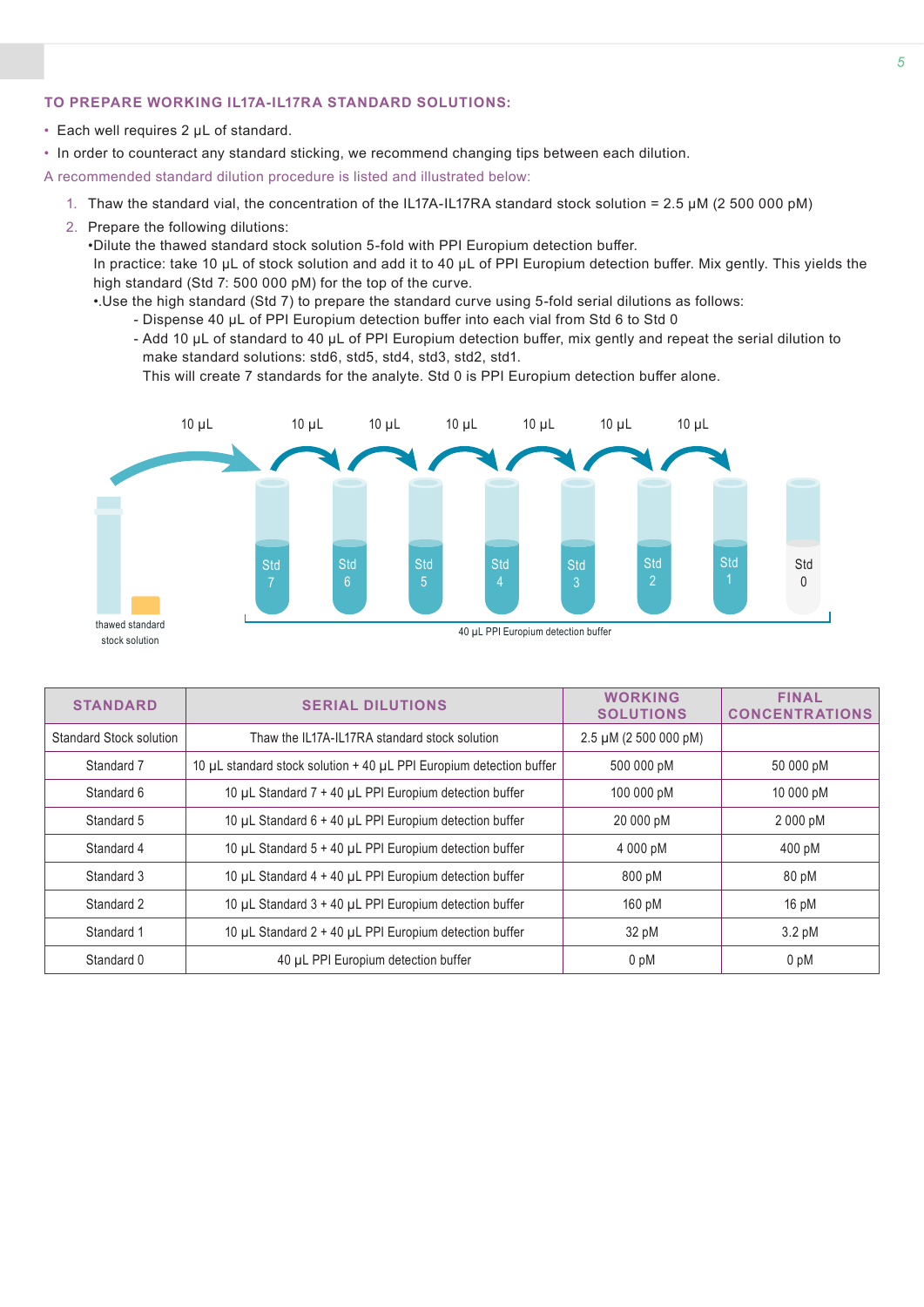## TO PREPARE WORKING IL17A-IL17RA STANDARD SOLUTIONS:

- Each well requires 2 µL of standard.
- In order to counteract any standard sticking, we recommend changing tips between each dilution.

A recommended standard dilution procedure is listed and illustrated below:

1. Thaw the standard vial, the concentration of the IL17A-IL17RA standard stock solution = 2.5 µM (2 500 000 pM)
2. Prepare the following dilutions:
   •Dilute the thawed standard stock solution 5-fold with PPI Europium detection buffer.
   In practice: take 10 µL of stock solution and add it to 40 µL of PPI Europium detection buffer. Mix gently. This yields the high standard (Std 7: 500 000 pM) for the top of the curve.
   •.Use the high standard (Std 7) to prepare the standard curve using 5-fold serial dilutions as follows:
   - Dispense 40 µL of PPI Europium detection buffer into each vial from Std 6 to Std 0
   - Add 10 µL of standard to 40 µL of PPI Europium detection buffer, mix gently and repeat the serial dilution to make standard solutions: std6, std5, std4, std3, std2, std1.
   This will create 7 standards for the analyte. Std 0 is PPI Europium detection buffer alone.

10 µL 10 µL 10 µL 10 µL 10 µL 10 µL 10 µL

thawed standard stock solution — Std 7, Std 6, Std 5, Std 4, Std 3, Std 2, Std 1, Std 0

40 µL PPI Europium detection buffer

| STANDARD | SERIAL DILUTIONS | WORKING SOLUTIONS | FINAL CONCENTRATIONS |
|---|---|---|---|
| Standard Stock solution | Thaw the IL17A-IL17RA standard stock solution | 2.5 µM (2 500 000 pM) | |
| Standard 7 | 10 µL standard stock solution + 40 µL PPI Europium detection buffer | 500 000 pM | 50 000 pM |
| Standard 6 | 10 µL Standard 7 + 40 µL PPI Europium detection buffer | 100 000 pM | 10 000 pM |
| Standard 5 | 10 µL Standard 6 + 40 µL PPI Europium detection buffer | 20 000 pM | 2 000 pM |
| Standard 4 | 10 µL Standard 5 + 40 µL PPI Europium detection buffer | 4 000 pM | 400 pM |
| Standard 3 | 10 µL Standard 4 + 40 µL PPI Europium detection buffer | 800 pM | 80 pM |
| Standard 2 | 10 µL Standard 3 + 40 µL PPI Europium detection buffer | 160 pM | 16 pM |
| Standard 1 | 10 µL Standard 2 + 40 µL PPI Europium detection buffer | 32 pM | 3.2 pM |
| Standard 0 | 40 µL PPI Europium detection buffer | 0 pM | 0 pM |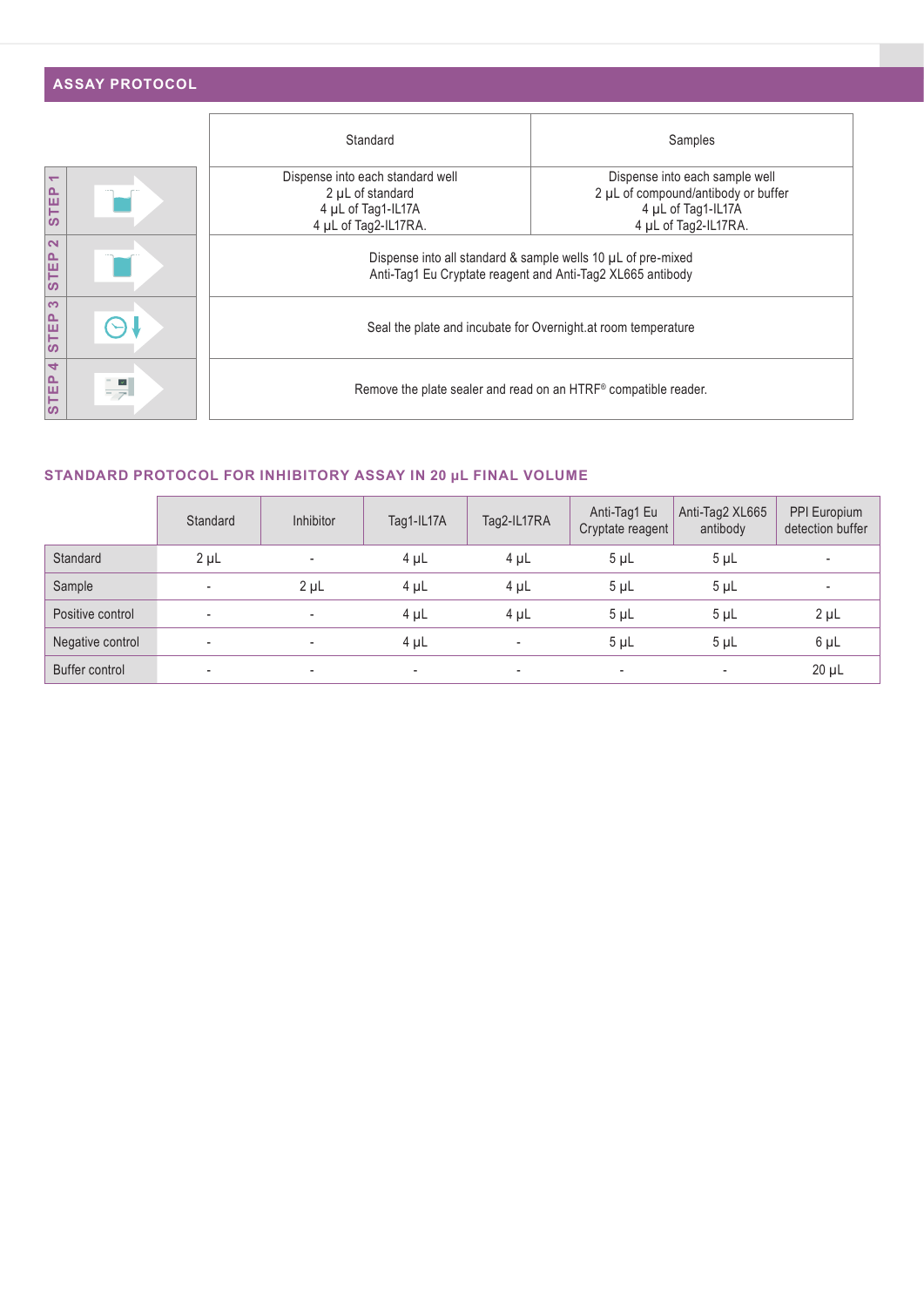## ASSAY PROTOCOL

| | Standard | Samples |
|---|---|---|
| STEP 1 | Dispense into each standard well<br>2 µL of standard<br>4 µL of Tag1-IL17A<br>4 µL of Tag2-IL17RA. | Dispense into each sample well<br>2 µL of compound/antibody or buffer<br>4 µL of Tag1-IL17A<br>4 µL of Tag2-IL17RA. |
| STEP 2 | Dispense into all standard & sample wells 10 µL of pre-mixed<br>Anti-Tag1 Eu Cryptate reagent and Anti-Tag2 XL665 antibody | |
| STEP 3 | Seal the plate and incubate for Overnight.at room temperature | |
| STEP 4 | Remove the plate sealer and read on an HTRF® compatible reader. | |

## STANDARD PROTOCOL FOR INHIBITORY ASSAY IN 20 µL FINAL VOLUME

| | Standard | Inhibitor | Tag1-IL17A | Tag2-IL17RA | Anti-Tag1 Eu Cryptate reagent | Anti-Tag2 XL665 antibody | PPI Europium detection buffer |
|---|---|---|---|---|---|---|---|
| Standard | 2 µL | - | 4 µL | 4 µL | 5 µL | 5 µL | - |
| Sample | - | 2 µL | 4 µL | 4 µL | 5 µL | 5 µL | - |
| Positive control | - | - | 4 µL | 4 µL | 5 µL | 5 µL | 2 µL |
| Negative control | - | - | 4 µL | - | 5 µL | 5 µL | 6 µL |
| Buffer control | - | - | - | - | - | - | 20 µL |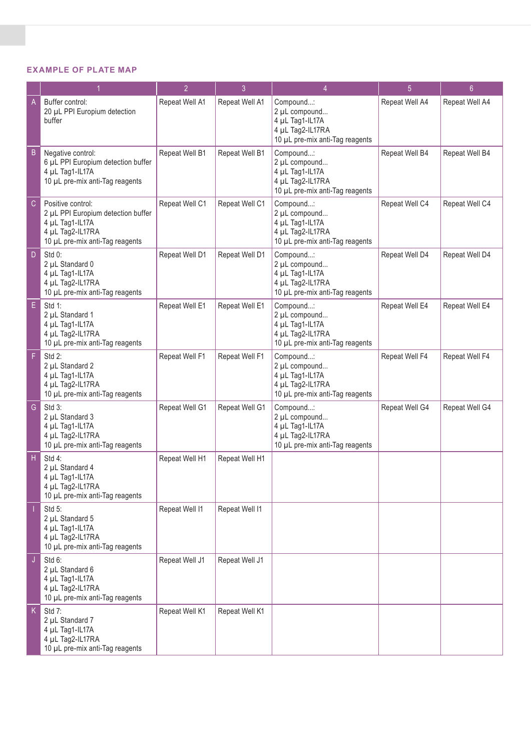## EXAMPLE OF PLATE MAP

| | 1 | 2 | 3 | 4 | 5 | 6 |
|---|---|---|---|---|---|---|
| A | Buffer control:<br>20 µL PPI Europium detection buffer | Repeat Well A1 | Repeat Well A1 | Compound...:<br>2 µL compound...<br>4 µL Tag1-IL17A<br>4 µL Tag2-IL17RA<br>10 µL pre-mix anti-Tag reagents | Repeat Well A4 | Repeat Well A4 |
| B | Negative control:<br>6 µL PPI Europium detection buffer<br>4 µL Tag1-IL17A<br>10 µL pre-mix anti-Tag reagents | Repeat Well B1 | Repeat Well B1 | Compound...:<br>2 µL compound...<br>4 µL Tag1-IL17A<br>4 µL Tag2-IL17RA<br>10 µL pre-mix anti-Tag reagents | Repeat Well B4 | Repeat Well B4 |
| C | Positive control:<br>2 µL PPI Europium detection buffer<br>4 µL Tag1-IL17A<br>4 µL Tag2-IL17RA<br>10 µL pre-mix anti-Tag reagents | Repeat Well C1 | Repeat Well C1 | Compound...:<br>2 µL compound...<br>4 µL Tag1-IL17A<br>4 µL Tag2-IL17RA<br>10 µL pre-mix anti-Tag reagents | Repeat Well C4 | Repeat Well C4 |
| D | Std 0:<br>2 µL Standard 0<br>4 µL Tag1-IL17A<br>4 µL Tag2-IL17RA<br>10 µL pre-mix anti-Tag reagents | Repeat Well D1 | Repeat Well D1 | Compound...:<br>2 µL compound...<br>4 µL Tag1-IL17A<br>4 µL Tag2-IL17RA<br>10 µL pre-mix anti-Tag reagents | Repeat Well D4 | Repeat Well D4 |
| E | Std 1:<br>2 µL Standard 1<br>4 µL Tag1-IL17A<br>4 µL Tag2-IL17RA<br>10 µL pre-mix anti-Tag reagents | Repeat Well E1 | Repeat Well E1 | Compound...:<br>2 µL compound...<br>4 µL Tag1-IL17A<br>4 µL Tag2-IL17RA<br>10 µL pre-mix anti-Tag reagents | Repeat Well E4 | Repeat Well E4 |
| F | Std 2:<br>2 µL Standard 2<br>4 µL Tag1-IL17A<br>4 µL Tag2-IL17RA<br>10 µL pre-mix anti-Tag reagents | Repeat Well F1 | Repeat Well F1 | Compound...:<br>2 µL compound...<br>4 µL Tag1-IL17A<br>4 µL Tag2-IL17RA<br>10 µL pre-mix anti-Tag reagents | Repeat Well F4 | Repeat Well F4 |
| G | Std 3:<br>2 µL Standard 3<br>4 µL Tag1-IL17A<br>4 µL Tag2-IL17RA<br>10 µL pre-mix anti-Tag reagents | Repeat Well G1 | Repeat Well G1 | Compound...:<br>2 µL compound...<br>4 µL Tag1-IL17A<br>4 µL Tag2-IL17RA<br>10 µL pre-mix anti-Tag reagents | Repeat Well G4 | Repeat Well G4 |
| H | Std 4:<br>2 µL Standard 4<br>4 µL Tag1-IL17A<br>4 µL Tag2-IL17RA<br>10 µL pre-mix anti-Tag reagents | Repeat Well H1 | Repeat Well H1 | | | |
| I | Std 5:<br>2 µL Standard 5<br>4 µL Tag1-IL17A<br>4 µL Tag2-IL17RA<br>10 µL pre-mix anti-Tag reagents | Repeat Well I1 | Repeat Well I1 | | | |
| J | Std 6:<br>2 µL Standard 6<br>4 µL Tag1-IL17A<br>4 µL Tag2-IL17RA<br>10 µL pre-mix anti-Tag reagents | Repeat Well J1 | Repeat Well J1 | | | |
| K | Std 7:<br>2 µL Standard 7<br>4 µL Tag1-IL17A<br>4 µL Tag2-IL17RA<br>10 µL pre-mix anti-Tag reagents | Repeat Well K1 | Repeat Well K1 | | | |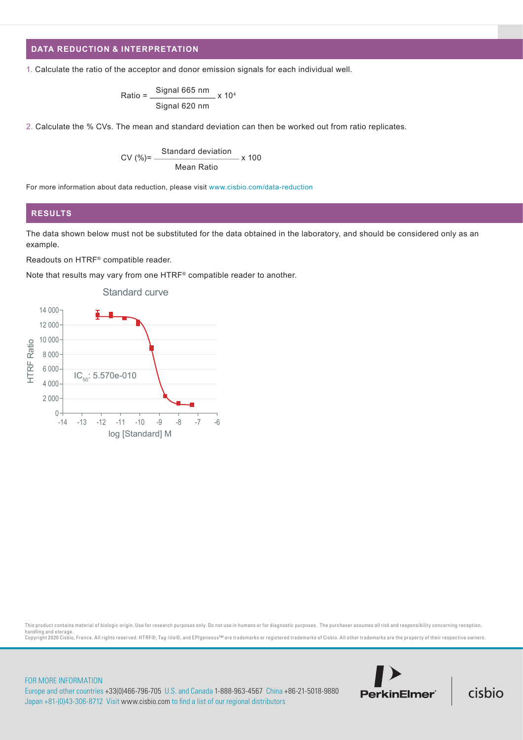## DATA REDUCTION & INTERPRETATION

1. Calculate the ratio of the acceptor and donor emission signals for each individual well.

$$\text{Ratio} = \frac{\text{Signal 665 nm}}{\text{Signal 620 nm}} \times 10^4$$

2. Calculate the % CVs. The mean and standard deviation can then be worked out from ratio replicates.

$$\text{CV (\%)} = \frac{\text{Standard deviation}}{\text{Mean Ratio}} \times 100$$

For more information about data reduction, please visit www.cisbio.com/data-reduction

## RESULTS

The data shown below must not be substituted for the data obtained in the laboratory, and should be considered only as an example.

Readouts on HTRF® compatible reader.

Note that results may vary from one HTRF® compatible reader to another.

Standard curve

HTRF Ratio

14 000
12 000
10 000
8 000
6 000
4 000
2 000
0

$IC_{50}$: 5.570e-010

-14 -13 -12 -11 -10 -9 -8 -7 -6

log [Standard] M

This product contains material of biologic origin. Use for research purposes only. Do not use in humans or for diagnostic purposes. The purchaser assumes all risk and responsibility concerning reception, handling and storage.
Copyright 2020 Cisbio, France. All rights reserved. HTRF®, Tag-lite®, and EPIgeneous™ are trademarks or registered trademarks of Cisbio. All other trademarks are the property of their respective owners.

FOR MORE INFORMATION
Europe and other countries +33(0)466-796-705 U.S. and Canada 1-888-963-4567 China +86-21-5018-9880
Japan +81-(0)43-306-8712 Visit www.cisbio.com to find a list of our regional distributors

PerkinElmer

cisbio